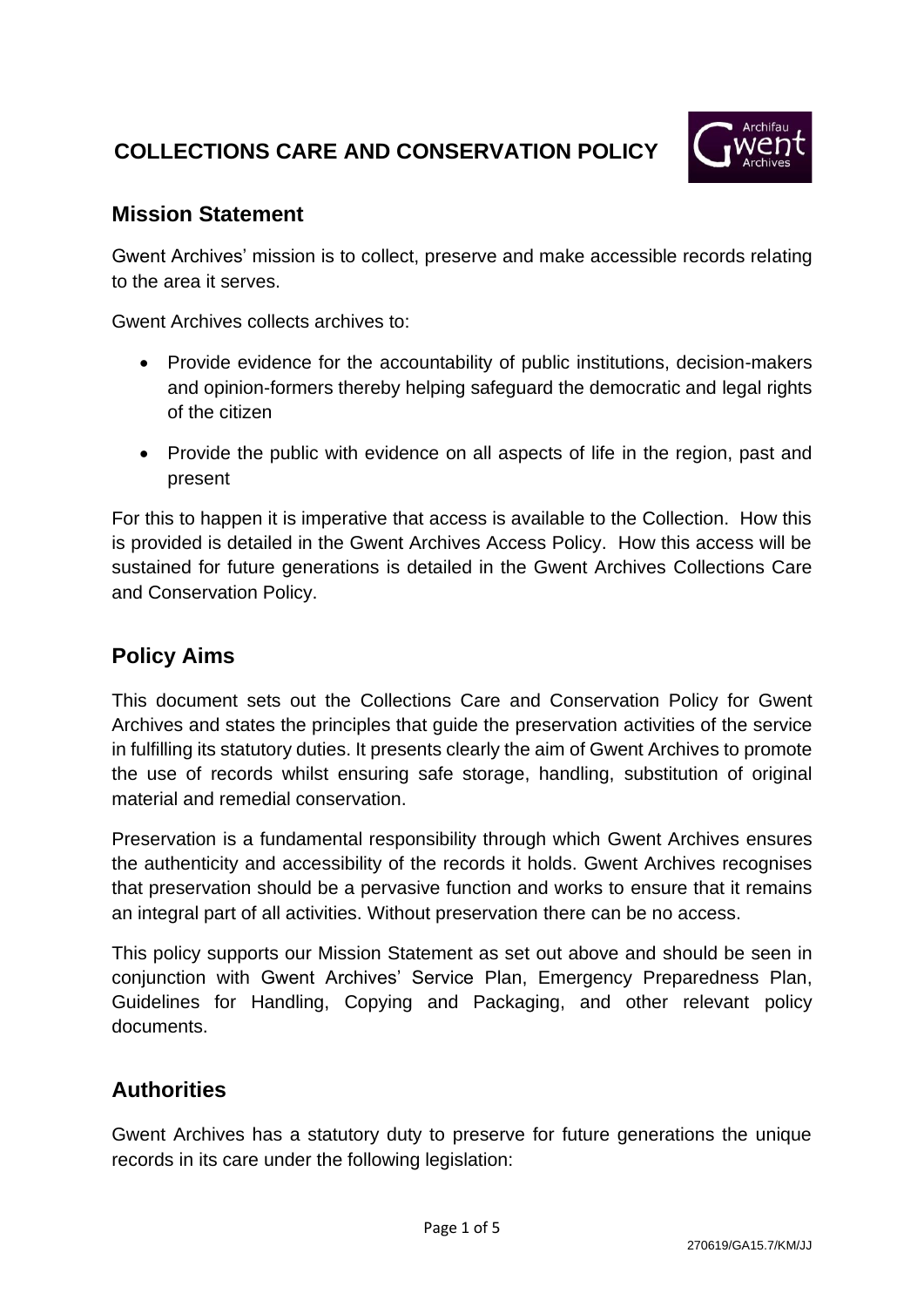# COLLECTIONS CARE AND CONSERVATION POLICY

## Mission Statement

Gwent Archives' mission is to collect, preserve and make accessible records relating to the area it serves.

Gwent Archives collects archives to:

- Provide evidence for the accountability of public institutions, decision-makers and opinion-formers thereby helping safeguard the democratic and legal rights of the citizen
- Provide the public with evidence on all aspects of life in the region, past and present

For this to happen it is imperative that access is available to the Collection. How this is provided is detailed in the Gwent Archives Access Policy. How this access will be sustained for future generations is detailed in the Gwent Archives Collections Care and Conservation Policy.

## Policy Aims

This document sets out the Collections Care and Conservation Policy for Gwent Archives and states the principles that guide the preservation activities of the service in fulfilling its statutory duties. It presents clearly the aim of Gwent Archives to promote the use of records whilst ensuring safe storage, handling, substitution of original material and remedial conservation.

Preservation is a fundamental responsibility through which Gwent Archives ensures the authenticity and accessibility of the records it holds. Gwent Archives recognises that preservation should be a pervasive function and works to ensure that it remains an integral part of all activities. Without preservation there can be no access.

This policy supports our Mission Statement as set out above and should be seen in conjunction with Gwent Archives' Service Plan, Emergency Preparedness Plan, Guidelines for Handling, Copying and Packaging, and other relevant policy documents.

## Authorities

Gwent Archives has a statutory duty to preserve for future generations the unique records in its care under the following legislation: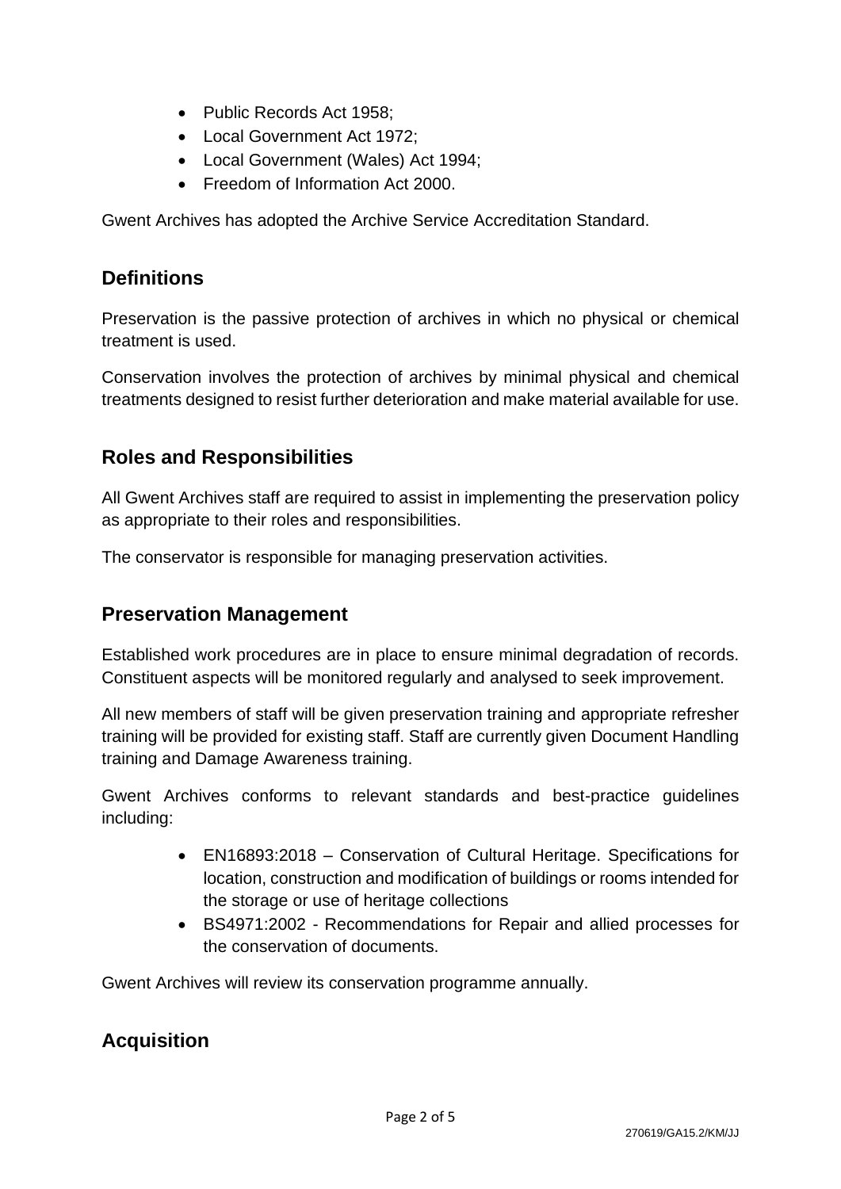- Public Records Act 1958;
- Local Government Act 1972;
- Local Government (Wales) Act 1994;
- Freedom of Information Act 2000.

Gwent Archives has adopted the Archive Service Accreditation Standard.

## Definitions

Preservation is the passive protection of archives in which no physical or chemical treatment is used.

Conservation involves the protection of archives by minimal physical and chemical treatments designed to resist further deterioration and make material available for use.

## Roles and Responsibilities

All Gwent Archives staff are required to assist in implementing the preservation policy as appropriate to their roles and responsibilities.

The conservator is responsible for managing preservation activities.

## Preservation Management

Established work procedures are in place to ensure minimal degradation of records. Constituent aspects will be monitored regularly and analysed to seek improvement.

All new members of staff will be given preservation training and appropriate refresher training will be provided for existing staff. Staff are currently given Document Handling training and Damage Awareness training.

Gwent Archives conforms to relevant standards and best-practice guidelines including:

- EN16893:2018 – Conservation of Cultural Heritage. Specifications for location, construction and modification of buildings or rooms intended for the storage or use of heritage collections
- BS4971:2002 - Recommendations for Repair and allied processes for the conservation of documents.

Gwent Archives will review its conservation programme annually.

## Acquisition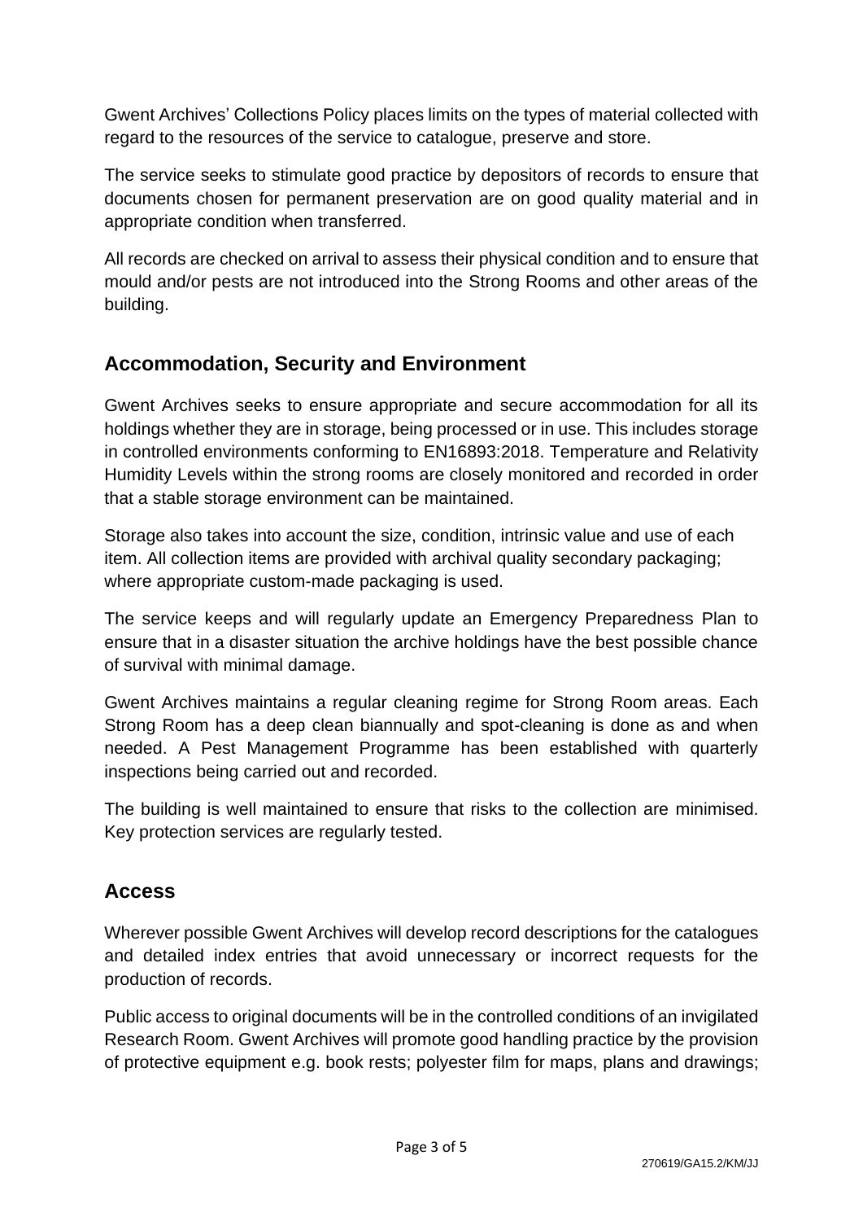Gwent Archives' Collections Policy places limits on the types of material collected with regard to the resources of the service to catalogue, preserve and store.

The service seeks to stimulate good practice by depositors of records to ensure that documents chosen for permanent preservation are on good quality material and in appropriate condition when transferred.

All records are checked on arrival to assess their physical condition and to ensure that mould and/or pests are not introduced into the Strong Rooms and other areas of the building.

## Accommodation, Security and Environment

Gwent Archives seeks to ensure appropriate and secure accommodation for all its holdings whether they are in storage, being processed or in use. This includes storage in controlled environments conforming to EN16893:2018. Temperature and Relativity Humidity Levels within the strong rooms are closely monitored and recorded in order that a stable storage environment can be maintained.

Storage also takes into account the size, condition, intrinsic value and use of each item. All collection items are provided with archival quality secondary packaging; where appropriate custom-made packaging is used.

The service keeps and will regularly update an Emergency Preparedness Plan to ensure that in a disaster situation the archive holdings have the best possible chance of survival with minimal damage.

Gwent Archives maintains a regular cleaning regime for Strong Room areas. Each Strong Room has a deep clean biannually and spot-cleaning is done as and when needed. A Pest Management Programme has been established with quarterly inspections being carried out and recorded.

The building is well maintained to ensure that risks to the collection are minimised. Key protection services are regularly tested.

## Access

Wherever possible Gwent Archives will develop record descriptions for the catalogues and detailed index entries that avoid unnecessary or incorrect requests for the production of records.

Public access to original documents will be in the controlled conditions of an invigilated Research Room. Gwent Archives will promote good handling practice by the provision of protective equipment e.g. book rests; polyester film for maps, plans and drawings;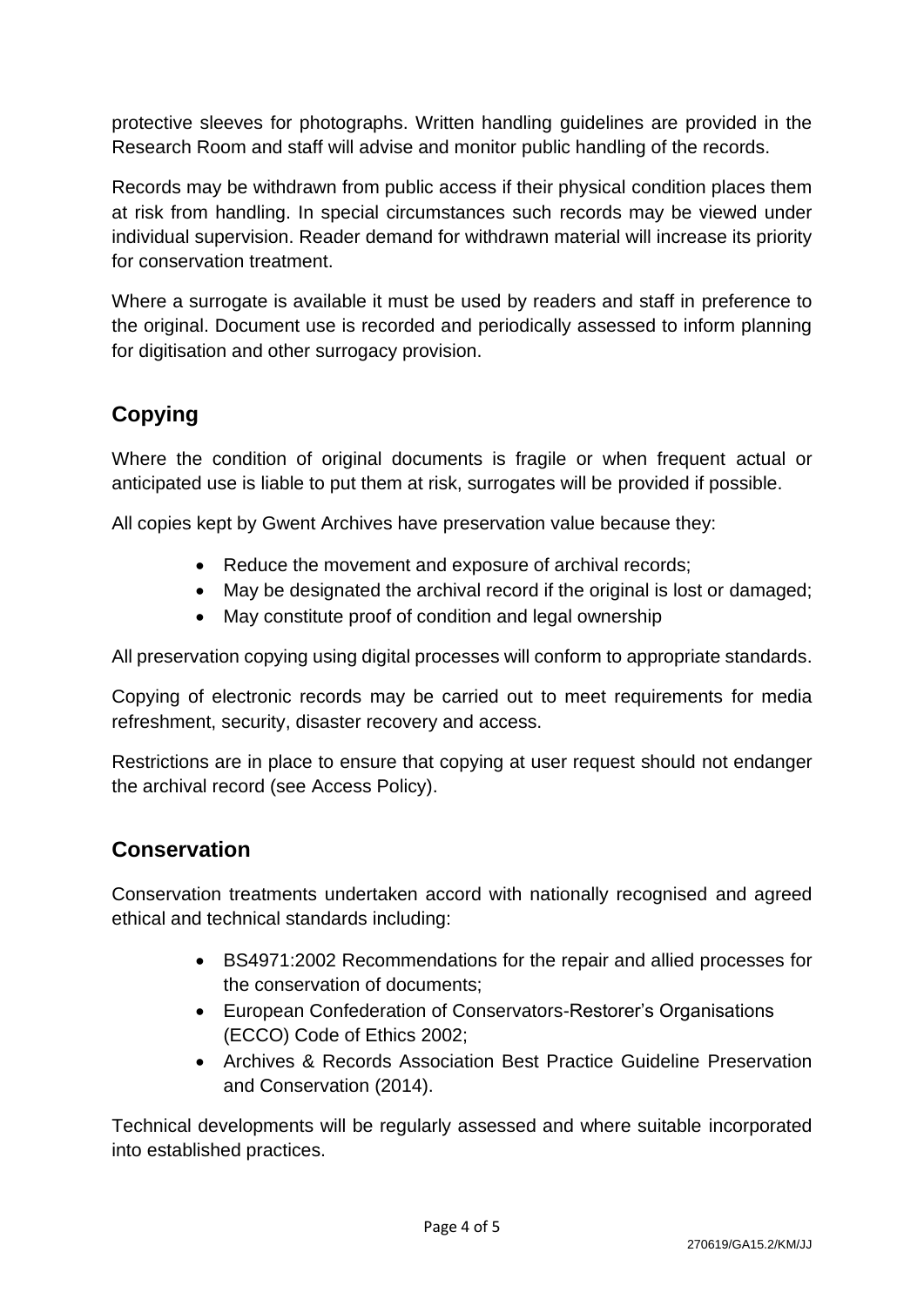protective sleeves for photographs. Written handling guidelines are provided in the Research Room and staff will advise and monitor public handling of the records.

Records may be withdrawn from public access if their physical condition places them at risk from handling. In special circumstances such records may be viewed under individual supervision. Reader demand for withdrawn material will increase its priority for conservation treatment.

Where a surrogate is available it must be used by readers and staff in preference to the original. Document use is recorded and periodically assessed to inform planning for digitisation and other surrogacy provision.

## Copying

Where the condition of original documents is fragile or when frequent actual or anticipated use is liable to put them at risk, surrogates will be provided if possible.

All copies kept by Gwent Archives have preservation value because they:

- Reduce the movement and exposure of archival records;
- May be designated the archival record if the original is lost or damaged;
- May constitute proof of condition and legal ownership

All preservation copying using digital processes will conform to appropriate standards.

Copying of electronic records may be carried out to meet requirements for media refreshment, security, disaster recovery and access.

Restrictions are in place to ensure that copying at user request should not endanger the archival record (see Access Policy).

## Conservation

Conservation treatments undertaken accord with nationally recognised and agreed ethical and technical standards including:

- BS4971:2002 Recommendations for the repair and allied processes for the conservation of documents;
- European Confederation of Conservators-Restorer's Organisations (ECCO) Code of Ethics 2002;
- Archives & Records Association Best Practice Guideline Preservation and Conservation (2014).

Technical developments will be regularly assessed and where suitable incorporated into established practices.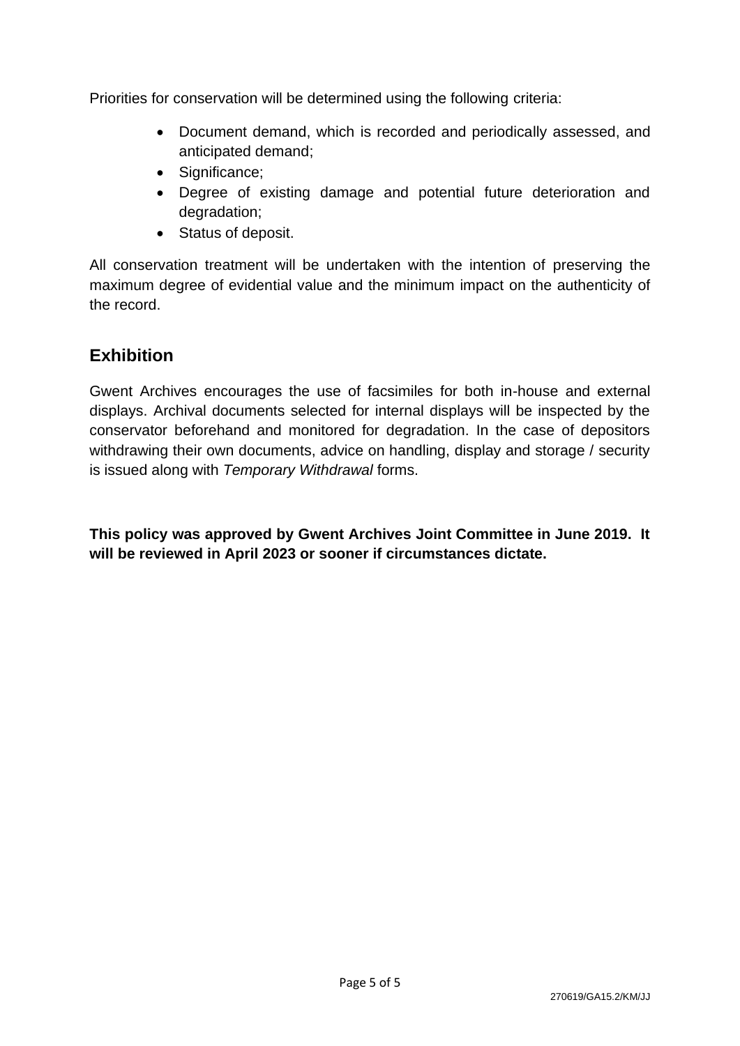Priorities for conservation will be determined using the following criteria:

- Document demand, which is recorded and periodically assessed, and anticipated demand;
- Significance;
- Degree of existing damage and potential future deterioration and degradation;
- Status of deposit.

All conservation treatment will be undertaken with the intention of preserving the maximum degree of evidential value and the minimum impact on the authenticity of the record.

## Exhibition

Gwent Archives encourages the use of facsimiles for both in-house and external displays. Archival documents selected for internal displays will be inspected by the conservator beforehand and monitored for degradation. In the case of depositors withdrawing their own documents, advice on handling, display and storage / security is issued along with *Temporary Withdrawal* forms.

**This policy was approved by Gwent Archives Joint Committee in June 2019. It will be reviewed in April 2023 or sooner if circumstances dictate.**

270619/GA15.2/KM/JJ